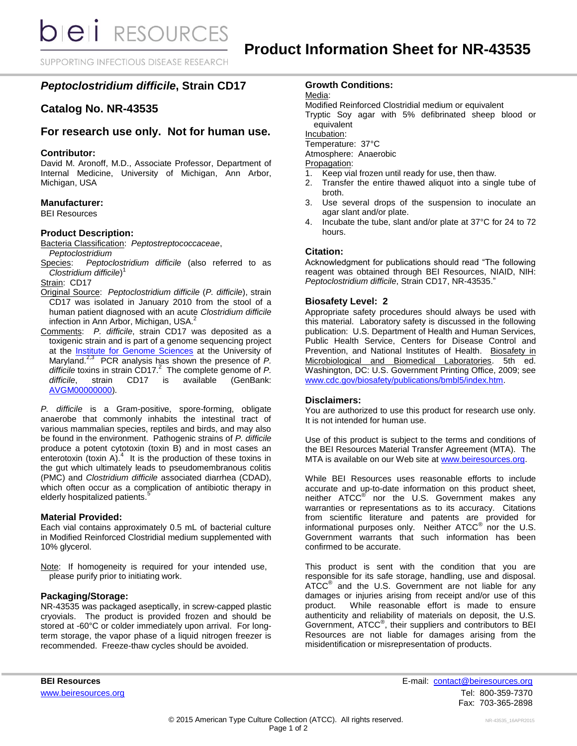# Product Information Sheet for NR-43535

## *Peptoclostridium difficile*, Strain CD17

## Catalog No. NR-43535

## For research use only. Not for human use.

### Contributor:

David M. Aronoff, M.D., Associate Professor, Department of Internal Medicine, University of Michigan, Ann Arbor, Michigan, USA

### Manufacturer:

BEI Resources

### Product Description:

Bacteria Classification: *Peptostreptococcaceae*, *Peptoclostridium*

Species: *Peptoclostridium difficile* (also referred to as *Clostridium difficile*)[1]

Strain: CD17

Original Source: *Peptoclostridium difficile* (*P. difficile*), strain CD17 was isolated in January 2010 from the stool of a human patient diagnosed with an acute *Clostridium difficile* infection in Ann Arbor, Michigan, USA.[2]

Comments: *P. difficile*, strain CD17 was deposited as a toxigenic strain and is part of a genome sequencing project at the Institute for Genome Sciences at the University of Maryland.[2,3] PCR analysis has shown the presence of *P. difficile* toxins in strain CD17.[2] The complete genome of *P. difficile*, strain CD17 is available (GenBank: AVGM00000000).

*P. difficile* is a Gram-positive, spore-forming, obligate anaerobe that commonly inhabits the intestinal tract of various mammalian species, reptiles and birds, and may also be found in the environment. Pathogenic strains of *P. difficile* produce a potent cytotoxin (toxin B) and in most cases an enterotoxin (toxin A).[4] It is the production of these toxins in the gut which ultimately leads to pseudomembranous colitis (PMC) and *Clostridium difficile* associated diarrhea (CDAD), which often occur as a complication of antibiotic therapy in elderly hospitalized patients.[5]

### Material Provided:

Each vial contains approximately 0.5 mL of bacterial culture in Modified Reinforced Clostridial medium supplemented with 10% glycerol.

Note: If homogeneity is required for your intended use, please purify prior to initiating work.

### Packaging/Storage:

NR-43535 was packaged aseptically, in screw-capped plastic cryovials. The product is provided frozen and should be stored at -60°C or colder immediately upon arrival. For long-term storage, the vapor phase of a liquid nitrogen freezer is recommended. Freeze-thaw cycles should be avoided.

### Growth Conditions:

Media:

Modified Reinforced Clostridial medium or equivalent

Tryptic Soy agar with 5% defibrinated sheep blood or equivalent

Incubation:

Temperature: 37°C

Atmosphere: Anaerobic

Propagation:

1. Keep vial frozen until ready for use, then thaw.
2. Transfer the entire thawed aliquot into a single tube of broth.
3. Use several drops of the suspension to inoculate an agar slant and/or plate.
4. Incubate the tube, slant and/or plate at 37°C for 24 to 72 hours.

### Citation:

Acknowledgment for publications should read "The following reagent was obtained through BEI Resources, NIAID, NIH: *Peptoclostridium difficile*, Strain CD17, NR-43535."

### Biosafety Level: 2

Appropriate safety procedures should always be used with this material. Laboratory safety is discussed in the following publication: U.S. Department of Health and Human Services, Public Health Service, Centers for Disease Control and Prevention, and National Institutes of Health. Biosafety in Microbiological and Biomedical Laboratories. 5th ed. Washington, DC: U.S. Government Printing Office, 2009; see www.cdc.gov/biosafety/publications/bmbl5/index.htm.

### Disclaimers:

You are authorized to use this product for research use only. It is not intended for human use.

Use of this product is subject to the terms and conditions of the BEI Resources Material Transfer Agreement (MTA). The MTA is available on our Web site at www.beiresources.org.

While BEI Resources uses reasonable efforts to include accurate and up-to-date information on this product sheet, neither ATCC® nor the U.S. Government makes any warranties or representations as to its accuracy. Citations from scientific literature and patents are provided for informational purposes only. Neither ATCC® nor the U.S. Government warrants that such information has been confirmed to be accurate.

This product is sent with the condition that you are responsible for its safe storage, handling, use and disposal. ATCC® and the U.S. Government are not liable for any damages or injuries arising from receipt and/or use of this product. While reasonable effort is made to ensure authenticity and reliability of materials on deposit, the U.S. Government, ATCC®, their suppliers and contributors to BEI Resources are not liable for damages arising from the misidentification or misrepresentation of products.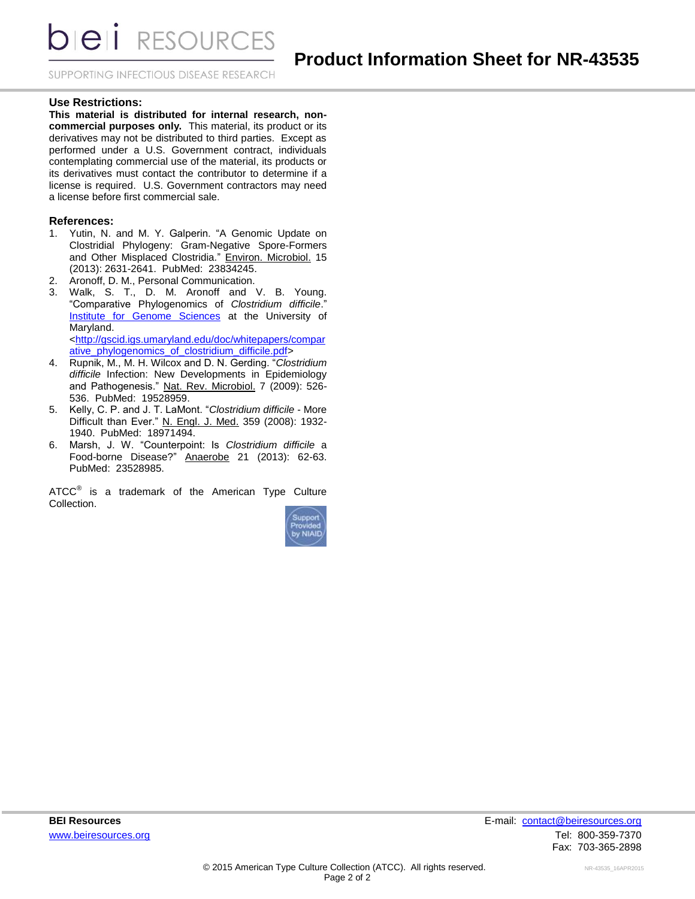## Use Restrictions:

**This material is distributed for internal research, non-commercial purposes only.** This material, its product or its derivatives may not be distributed to third parties. Except as performed under a U.S. Government contract, individuals contemplating commercial use of the material, its products or its derivatives must contact the contributor to determine if a license is required. U.S. Government contractors may need a license before first commercial sale.

## References:

1. Yutin, N. and M. Y. Galperin. "A Genomic Update on Clostridial Phylogeny: Gram-Negative Spore-Formers and Other Misplaced Clostridia." Environ. Microbiol. 15 (2013): 2631-2641. PubMed: 23834245.
2. Aronoff, D. M., Personal Communication.
3. Walk, S. T., D. M. Aronoff and V. B. Young. "Comparative Phylogenomics of *Clostridium difficile*." Institute for Genome Sciences at the University of Maryland. <http://gscid.igs.umaryland.edu/doc/whitepapers/comparative_phylogenomics_of_clostridium_difficile.pdf>
4. Rupnik, M., M. H. Wilcox and D. N. Gerding. "*Clostridium difficile* Infection: New Developments in Epidemiology and Pathogenesis." Nat. Rev. Microbiol. 7 (2009): 526-536. PubMed: 19528959.
5. Kelly, C. P. and J. T. LaMont. "*Clostridium difficile* - More Difficult than Ever." N. Engl. J. Med. 359 (2008): 1932-1940. PubMed: 18971494.
6. Marsh, J. W. "Counterpoint: Is *Clostridium difficile* a Food-borne Disease?" Anaerobe 21 (2013): 62-63. PubMed: 23528985.

ATCC® is a trademark of the American Type Culture Collection.

Support Provided by NIAID